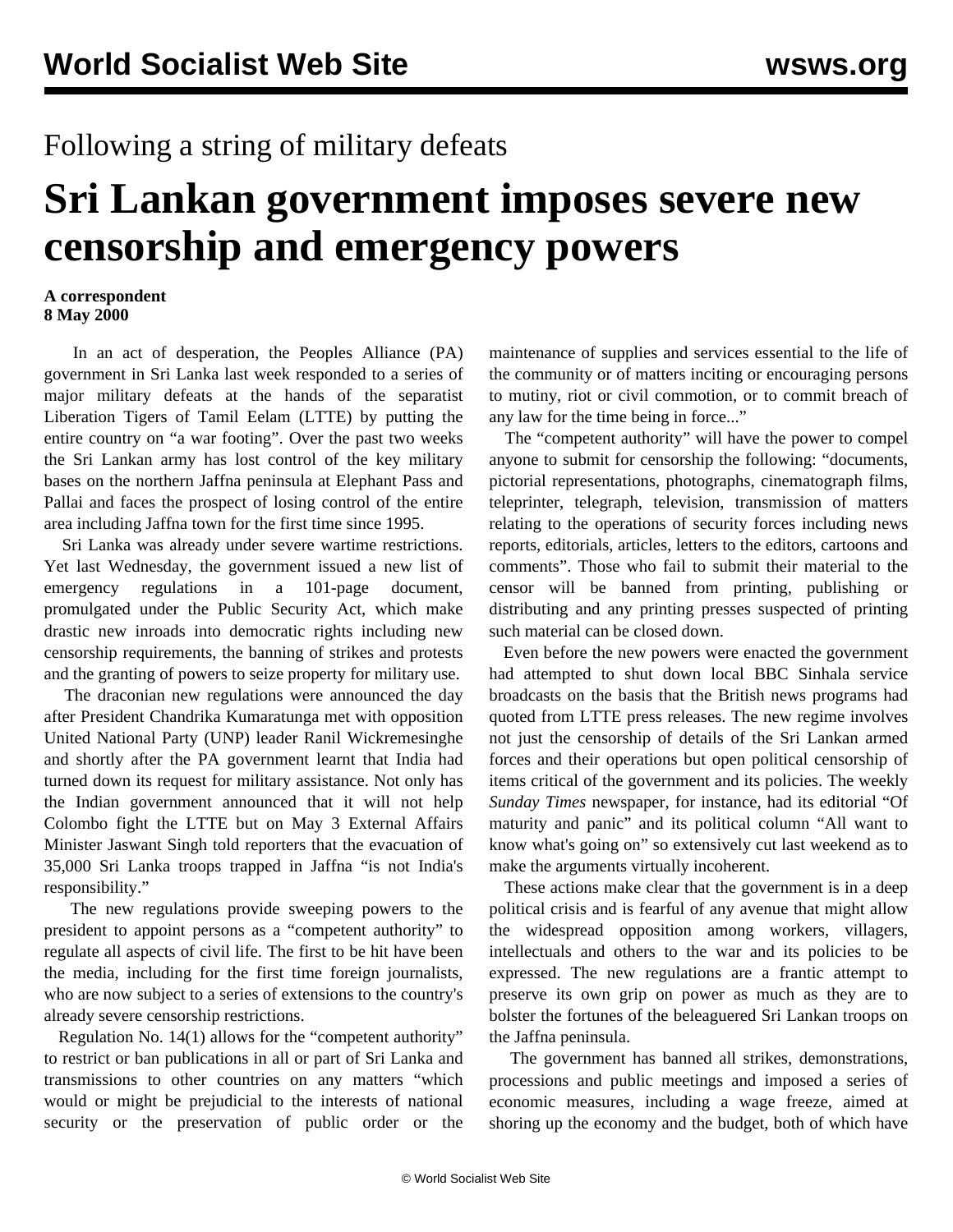Following a string of military defeats

# Sri Lankan government imposes severe new censorship and emergency powers

**A correspondent**
**8 May 2000**

In an act of desperation, the Peoples Alliance (PA) government in Sri Lanka last week responded to a series of major military defeats at the hands of the separatist Liberation Tigers of Tamil Eelam (LTTE) by putting the entire country on "a war footing". Over the past two weeks the Sri Lankan army has lost control of the key military bases on the northern Jaffna peninsula at Elephant Pass and Pallai and faces the prospect of losing control of the entire area including Jaffna town for the first time since 1995.

Sri Lanka was already under severe wartime restrictions. Yet last Wednesday, the government issued a new list of emergency regulations in a 101-page document, promulgated under the Public Security Act, which make drastic new inroads into democratic rights including new censorship requirements, the banning of strikes and protests and the granting of powers to seize property for military use.

The draconian new regulations were announced the day after President Chandrika Kumaratunga met with opposition United National Party (UNP) leader Ranil Wickremesinghe and shortly after the PA government learnt that India had turned down its request for military assistance. Not only has the Indian government announced that it will not help Colombo fight the LTTE but on May 3 External Affairs Minister Jaswant Singh told reporters that the evacuation of 35,000 Sri Lanka troops trapped in Jaffna "is not India's responsibility."

The new regulations provide sweeping powers to the president to appoint persons as a "competent authority" to regulate all aspects of civil life. The first to be hit have been the media, including for the first time foreign journalists, who are now subject to a series of extensions to the country's already severe censorship restrictions.

Regulation No. 14(1) allows for the "competent authority" to restrict or ban publications in all or part of Sri Lanka and transmissions to other countries on any matters "which would or might be prejudicial to the interests of national security or the preservation of public order or the maintenance of supplies and services essential to the life of the community or of matters inciting or encouraging persons to mutiny, riot or civil commotion, or to commit breach of any law for the time being in force..."

The "competent authority" will have the power to compel anyone to submit for censorship the following: "documents, pictorial representations, photographs, cinematograph films, teleprinter, telegraph, television, transmission of matters relating to the operations of security forces including news reports, editorials, articles, letters to the editors, cartoons and comments". Those who fail to submit their material to the censor will be banned from printing, publishing or distributing and any printing presses suspected of printing such material can be closed down.

Even before the new powers were enacted the government had attempted to shut down local BBC Sinhala service broadcasts on the basis that the British news programs had quoted from LTTE press releases. The new regime involves not just the censorship of details of the Sri Lankan armed forces and their operations but open political censorship of items critical of the government and its policies. The weekly *Sunday Times* newspaper, for instance, had its editorial "Of maturity and panic" and its political column "All want to know what's going on" so extensively cut last weekend as to make the arguments virtually incoherent.

These actions make clear that the government is in a deep political crisis and is fearful of any avenue that might allow the widespread opposition among workers, villagers, intellectuals and others to the war and its policies to be expressed. The new regulations are a frantic attempt to preserve its own grip on power as much as they are to bolster the fortunes of the beleaguered Sri Lankan troops on the Jaffna peninsula.

The government has banned all strikes, demonstrations, processions and public meetings and imposed a series of economic measures, including a wage freeze, aimed at shoring up the economy and the budget, both of which have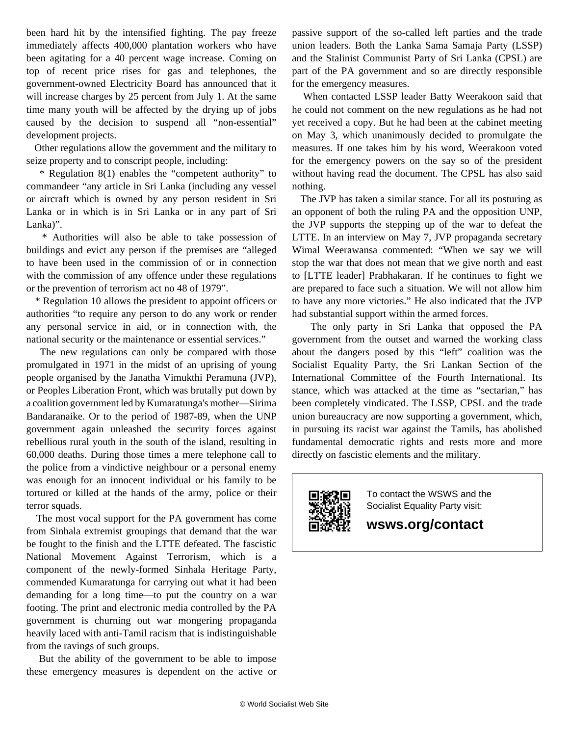been hard hit by the intensified fighting. The pay freeze immediately affects 400,000 plantation workers who have been agitating for a 40 percent wage increase. Coming on top of recent price rises for gas and telephones, the government-owned Electricity Board has announced that it will increase charges by 25 percent from July 1. At the same time many youth will be affected by the drying up of jobs caused by the decision to suspend all "non-essential" development projects.

Other regulations allow the government and the military to seize property and to conscript people, including:

* Regulation 8(1) enables the "competent authority" to commandeer "any article in Sri Lanka (including any vessel or aircraft which is owned by any person resident in Sri Lanka or in which is in Sri Lanka or in any part of Sri Lanka)".

* Authorities will also be able to take possession of buildings and evict any person if the premises are "alleged to have been used in the commission of or in connection with the commission of any offence under these regulations or the prevention of terrorism act no 48 of 1979".

* Regulation 10 allows the president to appoint officers or authorities "to require any person to do any work or render any personal service in aid, or in connection with, the national security or the maintenance or essential services."

The new regulations can only be compared with those promulgated in 1971 in the midst of an uprising of young people organised by the Janatha Vimukthi Peramuna (JVP), or Peoples Liberation Front, which was brutally put down by a coalition government led by Kumaratunga's mother—Sirima Bandaranaike. Or to the period of 1987-89, when the UNP government again unleashed the security forces against rebellious rural youth in the south of the island, resulting in 60,000 deaths. During those times a mere telephone call to the police from a vindictive neighbour or a personal enemy was enough for an innocent individual or his family to be tortured or killed at the hands of the army, police or their terror squads.

The most vocal support for the PA government has come from Sinhala extremist groupings that demand that the war be fought to the finish and the LTTE defeated. The fascistic National Movement Against Terrorism, which is a component of the newly-formed Sinhala Heritage Party, commended Kumaratunga for carrying out what it had been demanding for a long time—to put the country on a war footing. The print and electronic media controlled by the PA government is churning out war mongering propaganda heavily laced with anti-Tamil racism that is indistinguishable from the ravings of such groups.

But the ability of the government to be able to impose these emergency measures is dependent on the active or passive support of the so-called left parties and the trade union leaders. Both the Lanka Sama Samaja Party (LSSP) and the Stalinist Communist Party of Sri Lanka (CPSL) are part of the PA government and so are directly responsible for the emergency measures.

When contacted LSSP leader Batty Weerakoon said that he could not comment on the new regulations as he had not yet received a copy. But he had been at the cabinet meeting on May 3, which unanimously decided to promulgate the measures. If one takes him by his word, Weerakoon voted for the emergency powers on the say so of the president without having read the document. The CPSL has also said nothing.

The JVP has taken a similar stance. For all its posturing as an opponent of both the ruling PA and the opposition UNP, the JVP supports the stepping up of the war to defeat the LTTE. In an interview on May 7, JVP propaganda secretary Wimal Weerawansa commented: "When we say we will stop the war that does not mean that we give north and east to [LTTE leader] Prabhakaran. If he continues to fight we are prepared to face such a situation. We will not allow him to have any more victories." He also indicated that the JVP had substantial support within the armed forces.

The only party in Sri Lanka that opposed the PA government from the outset and warned the working class about the dangers posed by this "left" coalition was the Socialist Equality Party, the Sri Lankan Section of the International Committee of the Fourth International. Its stance, which was attacked at the time as "sectarian," has been completely vindicated. The LSSP, CPSL and the trade union bureaucracy are now supporting a government, which, in pursuing its racist war against the Tamils, has abolished fundamental democratic rights and rests more and more directly on fascistic elements and the military.

To contact the WSWS and the Socialist Equality Party visit:

**wsws.org/contact**